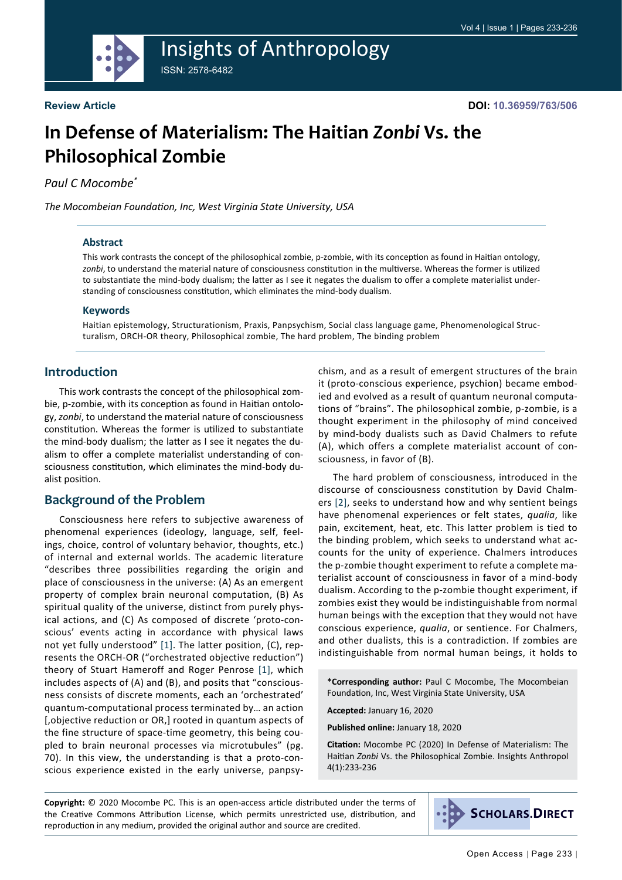**Review Article**

**DOI: 10.36959/763/506**

# In Defense of Materialism: The Haitian *Zonbi* Vs. the Philosophical Zombie

*Paul C Mocombe[*]*

*The Mocombeian Foundation, Inc, West Virginia State University, USA*

### Abstract

This work contrasts the concept of the philosophical zombie, p-zombie, with its conception as found in Haitian ontology, *zonbi*, to understand the material nature of consciousness constitution in the multiverse. Whereas the former is utilized to substantiate the mind-body dualism; the latter as I see it negates the dualism to offer a complete materialist understanding of consciousness constitution, which eliminates the mind-body dualism.

### Keywords

Haitian epistemology, Structurationism, Praxis, Panpsychism, Social class language game, Phenomenological Structuralism, ORCH-OR theory, Philosophical zombie, The hard problem, The binding problem

## Introduction

This work contrasts the concept of the philosophical zombie, p-zombie, with its conception as found in Haitian ontology, *zonbi*, to understand the material nature of consciousness constitution. Whereas the former is utilized to substantiate the mind-body dualism; the latter as I see it negates the dualism to offer a complete materialist understanding of consciousness constitution, which eliminates the mind-body dualist position.

## Background of the Problem

Consciousness here refers to subjective awareness of phenomenal experiences (ideology, language, self, feelings, choice, control of voluntary behavior, thoughts, etc.) of internal and external worlds. The academic literature "describes three possibilities regarding the origin and place of consciousness in the universe: (A) As an emergent property of complex brain neuronal computation, (B) As spiritual quality of the universe, distinct from purely physical actions, and (C) As composed of discrete 'proto-conscious' events acting in accordance with physical laws not yet fully understood" [1]. The latter position, (C), represents the ORCH-OR ("orchestrated objective reduction") theory of Stuart Hameroff and Roger Penrose [1], which includes aspects of (A) and (B), and posits that "consciousness consists of discrete moments, each an 'orchestrated' quantum-computational process terminated by… an action [,objective reduction or OR,] rooted in quantum aspects of the fine structure of space-time geometry, this being coupled to brain neuronal processes via microtubules" (pg. 70). In this view, the understanding is that a proto-conscious experience existed in the early universe, panpsychism, and as a result of emergent structures of the brain it (proto-conscious experience, psychion) became embodied and evolved as a result of quantum neuronal computations of "brains". The philosophical zombie, p-zombie, is a thought experiment in the philosophy of mind conceived by mind-body dualists such as David Chalmers to refute (A), which offers a complete materialist account of consciousness, in favor of (B).

The hard problem of consciousness, introduced in the discourse of consciousness constitution by David Chalmers [2], seeks to understand how and why sentient beings have phenomenal experiences or felt states, *qualia*, like pain, excitement, heat, etc. This latter problem is tied to the binding problem, which seeks to understand what accounts for the unity of experience. Chalmers introduces the p-zombie thought experiment to refute a complete materialist account of consciousness in favor of a mind-body dualism. According to the p-zombie thought experiment, if zombies exist they would be indistinguishable from normal human beings with the exception that they would not have conscious experience, *qualia*, or sentience. For Chalmers, and other dualists, this is a contradiction. If zombies are indistinguishable from normal human beings, it holds to

**\*Corresponding author:** Paul C Mocombe, The Mocombeian Foundation, Inc, West Virginia State University, USA

**Accepted:** January 16, 2020

**Published online:** January 18, 2020

**Citation:** Mocombe PC (2020) In Defense of Materialism: The Haitian *Zonbi* Vs. the Philosophical Zombie. Insights Anthropol 4(1):233-236

**Copyright:** © 2020 Mocombe PC. This is an open-access article distributed under the terms of the Creative Commons Attribution License, which permits unrestricted use, distribution, and reproduction in any medium, provided the original author and source are credited.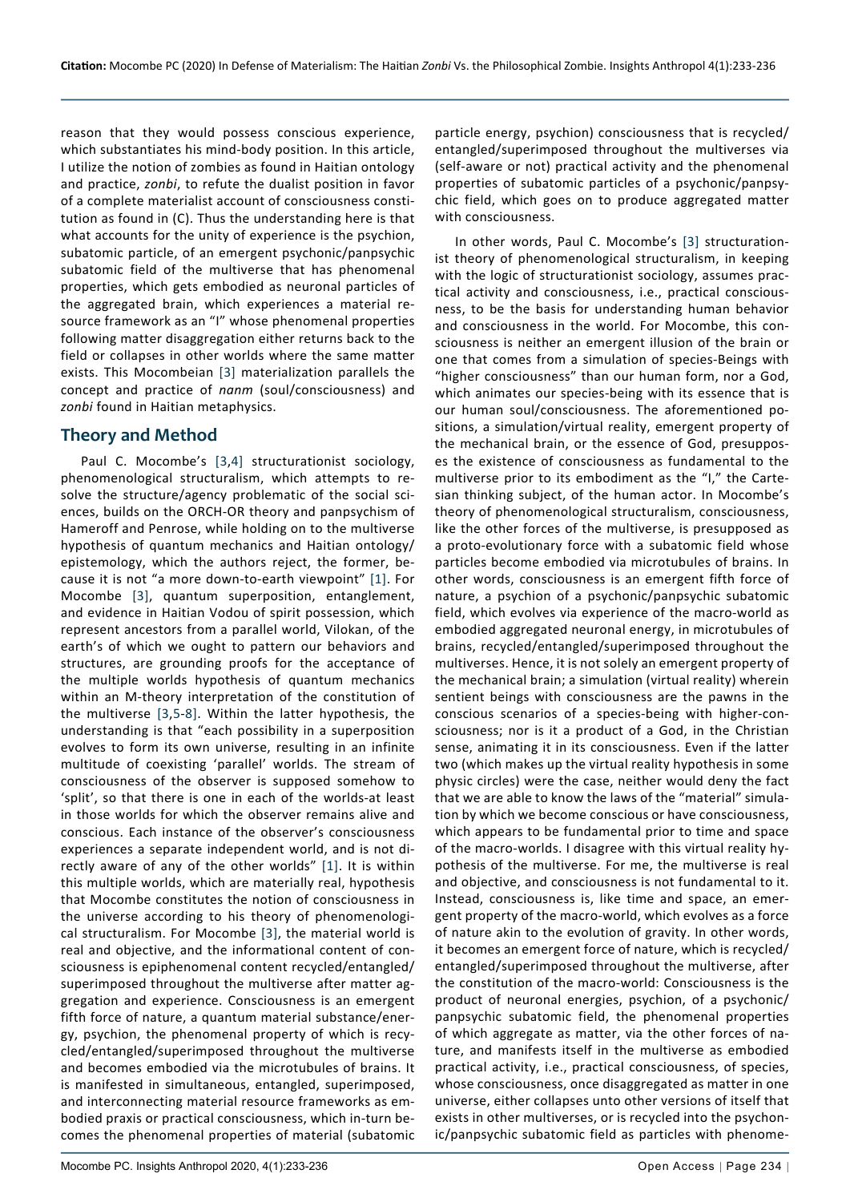reason that they would possess conscious experience, which substantiates his mind-body position. In this article, I utilize the notion of zombies as found in Haitian ontology and practice, *zonbi*, to refute the dualist position in favor of a complete materialist account of consciousness constitution as found in (C). Thus the understanding here is that what accounts for the unity of experience is the psychion, subatomic particle, of an emergent psychonic/panpsychic subatomic field of the multiverse that has phenomenal properties, which gets embodied as neuronal particles of the aggregated brain, which experiences a material resource framework as an "I" whose phenomenal properties following matter disaggregation either returns back to the field or collapses in other worlds where the same matter exists. This Mocombeian [3] materialization parallels the concept and practice of *nanm* (soul/consciousness) and *zonbi* found in Haitian metaphysics.

## Theory and Method

Paul C. Mocombe's [3,4] structurationist sociology, phenomenological structuralism, which attempts to resolve the structure/agency problematic of the social sciences, builds on the ORCH-OR theory and panpsychism of Hameroff and Penrose, while holding on to the multiverse hypothesis of quantum mechanics and Haitian ontology/epistemology, which the authors reject, the former, because it is not "a more down-to-earth viewpoint" [1]. For Mocombe [3], quantum superposition, entanglement, and evidence in Haitian Vodou of spirit possession, which represent ancestors from a parallel world, Vilokan, of the earth's of which we ought to pattern our behaviors and structures, are grounding proofs for the acceptance of the multiple worlds hypothesis of quantum mechanics within an M-theory interpretation of the constitution of the multiverse [3,5-8]. Within the latter hypothesis, the understanding is that "each possibility in a superposition evolves to form its own universe, resulting in an infinite multitude of coexisting 'parallel' worlds. The stream of consciousness of the observer is supposed somehow to 'split', so that there is one in each of the worlds-at least in those worlds for which the observer remains alive and conscious. Each instance of the observer's consciousness experiences a separate independent world, and is not directly aware of any of the other worlds" [1]. It is within this multiple worlds, which are materially real, hypothesis that Mocombe constitutes the notion of consciousness in the universe according to his theory of phenomenological structuralism. For Mocombe [3], the material world is real and objective, and the informational content of consciousness is epiphenomenal content recycled/entangled/superimposed throughout the multiverse after matter aggregation and experience. Consciousness is an emergent fifth force of nature, a quantum material substance/energy, psychion, the phenomenal property of which is recycled/entangled/superimposed throughout the multiverse and becomes embodied via the microtubules of brains. It is manifested in simultaneous, entangled, superimposed, and interconnecting material resource frameworks as embodied praxis or practical consciousness, which in-turn becomes the phenomenal properties of material (subatomic particle energy, psychion) consciousness that is recycled/entangled/superimposed throughout the multiverses via (self-aware or not) practical activity and the phenomenal properties of subatomic particles of a psychonic/panpsychic field, which goes on to produce aggregated matter with consciousness.

In other words, Paul C. Mocombe's [3] structurationist theory of phenomenological structuralism, in keeping with the logic of structurationist sociology, assumes practical activity and consciousness, i.e., practical consciousness, to be the basis for understanding human behavior and consciousness in the world. For Mocombe, this consciousness is neither an emergent illusion of the brain or one that comes from a simulation of species-Beings with "higher consciousness" than our human form, nor a God, which animates our species-being with its essence that is our human soul/consciousness. The aforementioned positions, a simulation/virtual reality, emergent property of the mechanical brain, or the essence of God, presupposes the existence of consciousness as fundamental to the multiverse prior to its embodiment as the "I," the Cartesian thinking subject, of the human actor. In Mocombe's theory of phenomenological structuralism, consciousness, like the other forces of the multiverse, is presupposed as a proto-evolutionary force with a subatomic field whose particles become embodied via microtubules of brains. In other words, consciousness is an emergent fifth force of nature, a psychion of a psychonic/panpsychic subatomic field, which evolves via experience of the macro-world as embodied aggregated neuronal energy, in microtubules of brains, recycled/entangled/superimposed throughout the multiverses. Hence, it is not solely an emergent property of the mechanical brain; a simulation (virtual reality) wherein sentient beings with consciousness are the pawns in the conscious scenarios of a species-being with higher-consciousness; nor is it a product of a God, in the Christian sense, animating it in its consciousness. Even if the latter two (which makes up the virtual reality hypothesis in some physic circles) were the case, neither would deny the fact that we are able to know the laws of the "material" simulation by which we become conscious or have consciousness, which appears to be fundamental prior to time and space of the macro-worlds. I disagree with this virtual reality hypothesis of the multiverse. For me, the multiverse is real and objective, and consciousness is not fundamental to it. Instead, consciousness is, like time and space, an emergent property of the macro-world, which evolves as a force of nature akin to the evolution of gravity. In other words, it becomes an emergent force of nature, which is recycled/entangled/superimposed throughout the multiverse, after the constitution of the macro-world: Consciousness is the product of neuronal energies, psychion, of a psychonic/panpsychic subatomic field, the phenomenal properties of which aggregate as matter, via the other forces of nature, and manifests itself in the multiverse as embodied practical activity, i.e., practical consciousness, of species, whose consciousness, once disaggregated as matter in one universe, either collapses unto other versions of itself that exists in other multiverses, or is recycled into the psychonic/panpsychic subatomic field as particles with phenome-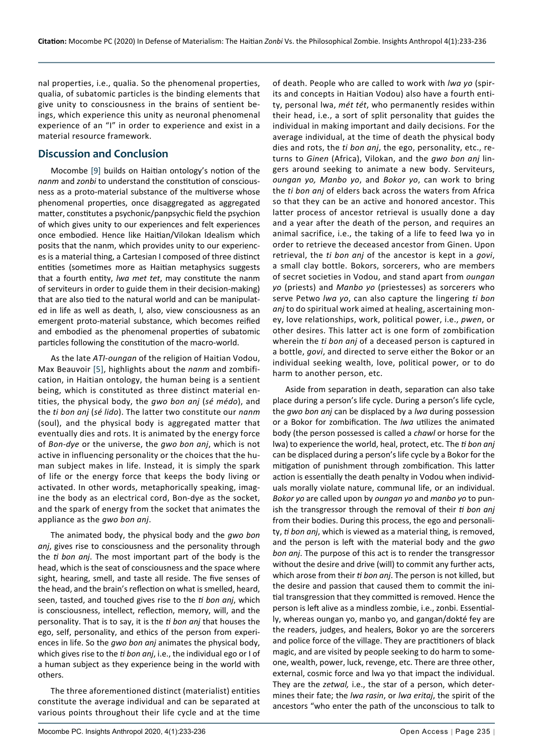nal properties, i.e., qualia. So the phenomenal properties, qualia, of subatomic particles is the binding elements that give unity to consciousness in the brains of sentient beings, which experience this unity as neuronal phenomenal experience of an "I" in order to experience and exist in a material resource framework.

## Discussion and Conclusion

Mocombe [9] builds on Haitian ontology's notion of the *nanm* and *zonbi* to understand the constitution of consciousness as a proto-material substance of the multiverse whose phenomenal properties, once disaggregated as aggregated matter, constitutes a psychonic/panpsychic field the psychion of which gives unity to our experiences and felt experiences once embodied. Hence like Haitian/Vilokan Idealism which posits that the nanm, which provides unity to our experiences is a material thing, a Cartesian I composed of three distinct entities (sometimes more as Haitian metaphysics suggests that a fourth entity, *lwa met tet*, may constitute the nanm of serviteurs in order to guide them in their decision-making) that are also tied to the natural world and can be manipulated in life as well as death, I, also, view consciousness as an emergent proto-material substance, which becomes reified and embodied as the phenomenal properties of subatomic particles following the constitution of the macro-world.

As the late *ATI-oungan* of the religion of Haitian Vodou, Max Beauvoir [5], highlights about the *nanm* and zombification, in Haitian ontology, the human being is a sentient being, which is constituted as three distinct material entities, the physical body, the *gwo bon anj* (*sé médo*), and the *ti bon anj* (*sé lido*). The latter two constitute our *nanm* (soul), and the physical body is aggregated matter that eventually dies and rots. It is animated by the energy force of *Bon-dye* or the universe, the *gwo bon anj*, which is not active in influencing personality or the choices that the human subject makes in life. Instead, it is simply the spark of life or the energy force that keeps the body living or activated. In other words, metaphorically speaking, imagine the body as an electrical cord, Bon-dye as the socket, and the spark of energy from the socket that animates the appliance as the *gwo bon anj*.

The animated body, the physical body and the *gwo bon anj*, gives rise to consciousness and the personality through the *ti bon anj*. The most important part of the body is the head, which is the seat of consciousness and the space where sight, hearing, smell, and taste all reside. The five senses of the head, and the brain's reflection on what is smelled, heard, seen, tasted, and touched gives rise to the *ti bon anj*, which is consciousness, intellect, reflection, memory, will, and the personality. That is to say, it is the *ti bon anj* that houses the ego, self, personality, and ethics of the person from experiences in life. So the *gwo bon anj* animates the physical body, which gives rise to the *ti bon anj*, i.e., the individual ego or I of a human subject as they experience being in the world with others.

The three aforementioned distinct (materialist) entities constitute the average individual and can be separated at various points throughout their life cycle and at the time of death. People who are called to work with *lwa yo* (spirits and concepts in Haitian Vodou) also have a fourth entity, personal lwa, *mét tét*, who permanently resides within their head, i.e., a sort of split personality that guides the individual in making important and daily decisions. For the average individual, at the time of death the physical body dies and rots, the *ti bon anj*, the ego, personality, etc., returns to *Ginen* (Africa), Vilokan, and the *gwo bon anj* lingers around seeking to animate a new body. Serviteurs, *oungan yo, Manbo yo*, and *Bokor yo*, can work to bring the *ti bon anj* of elders back across the waters from Africa so that they can be an active and honored ancestor. This latter process of ancestor retrieval is usually done a day and a year after the death of the person, and requires an animal sacrifice, i.e., the taking of a life to feed lwa yo in order to retrieve the deceased ancestor from Ginen. Upon retrieval, the *ti bon anj* of the ancestor is kept in a *govi*, a small clay bottle. Bokors, sorcerers, who are members of secret societies in Vodou, and stand apart from *oungan yo* (priests) and *Manbo yo* (priestesses) as sorcerers who serve Petwo *lwa yo*, can also capture the lingering *ti bon anj* to do spiritual work aimed at healing, ascertaining money, love relationships, work, political power, i.e., *pwen*, or other desires. This latter act is one form of zombification wherein the *ti bon anj* of a deceased person is captured in a bottle, *govi*, and directed to serve either the Bokor or an individual seeking wealth, love, political power, or to do harm to another person, etc.

Aside from separation in death, separation can also take place during a person's life cycle. During a person's life cycle, the *gwo bon anj* can be displaced by a *lwa* during possession or a Bokor for zombification. The *lwa* utilizes the animated body (the person possessed is called a *chawl* or horse for the lwa) to experience the world, heal, protect, etc. The *ti bon anj* can be displaced during a person's life cycle by a Bokor for the mitigation of punishment through zombification. This latter action is essentially the death penalty in Vodou when individuals morally violate nature, communal life, or an individual. *Bokor yo* are called upon by *oungan yo* and *manbo yo* to punish the transgressor through the removal of their *ti bon anj* from their bodies. During this process, the ego and personality, *ti bon anj*, which is viewed as a material thing, is removed, and the person is left with the material body and the *gwo bon anj*. The purpose of this act is to render the transgressor without the desire and drive (will) to commit any further acts, which arose from their *ti bon anj*. The person is not killed, but the desire and passion that caused them to commit the initial transgression that they committed is removed. Hence the person is left alive as a mindless zombie, i.e., zonbi. Essentially, whereas oungan yo, manbo yo, and gangan/dokté fey are the readers, judges, and healers, Bokor yo are the sorcerers and police force of the village. They are practitioners of black magic, and are visited by people seeking to do harm to someone, wealth, power, luck, revenge, etc. There are three other, external, cosmic force and lwa yo that impact the individual. They are the *zetwal,* i.e., the star of a person, which determines their fate; the *lwa rasin*, or *lwa eritaj*, the spirit of the ancestors "who enter the path of the unconscious to talk to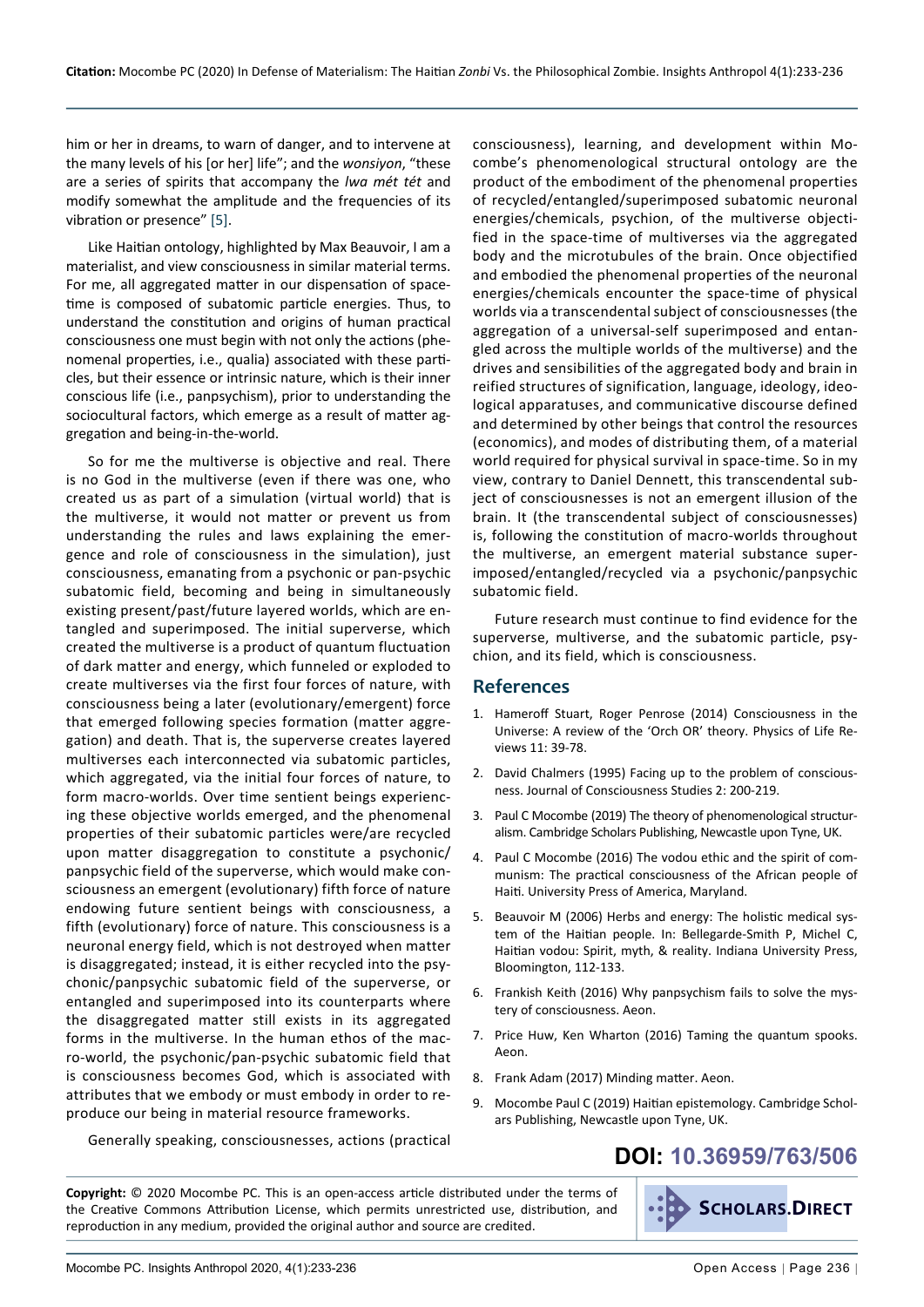him or her in dreams, to warn of danger, and to intervene at the many levels of his [or her] life"; and the *wonsiyon*, "these are a series of spirits that accompany the *lwa mét tét* and modify somewhat the amplitude and the frequencies of its vibration or presence" [5].

Like Haitian ontology, highlighted by Max Beauvoir, I am a materialist, and view consciousness in similar material terms. For me, all aggregated matter in our dispensation of space-time is composed of subatomic particle energies. Thus, to understand the constitution and origins of human practical consciousness one must begin with not only the actions (phenomenal properties, i.e., qualia) associated with these particles, but their essence or intrinsic nature, which is their inner conscious life (i.e., panpsychism), prior to understanding the sociocultural factors, which emerge as a result of matter aggregation and being-in-the-world.

So for me the multiverse is objective and real. There is no God in the multiverse (even if there was one, who created us as part of a simulation (virtual world) that is the multiverse, it would not matter or prevent us from understanding the rules and laws explaining the emergence and role of consciousness in the simulation), just consciousness, emanating from a psychonic or pan-psychic subatomic field, becoming and being in simultaneously existing present/past/future layered worlds, which are entangled and superimposed. The initial superverse, which created the multiverse is a product of quantum fluctuation of dark matter and energy, which funneled or exploded to create multiverses via the first four forces of nature, with consciousness being a later (evolutionary/emergent) force that emerged following species formation (matter aggregation) and death. That is, the superverse creates layered multiverses each interconnected via subatomic particles, which aggregated, via the initial four forces of nature, to form macro-worlds. Over time sentient beings experiencing these objective worlds emerged, and the phenomenal properties of their subatomic particles were/are recycled upon matter disaggregation to constitute a psychonic/panpsychic field of the superverse, which would make consciousness an emergent (evolutionary) fifth force of nature endowing future sentient beings with consciousness, a fifth (evolutionary) force of nature. This consciousness is a neuronal energy field, which is not destroyed when matter is disaggregated; instead, it is either recycled into the psychonic/panpsychic subatomic field of the superverse, or entangled and superimposed into its counterparts where the disaggregated matter still exists in its aggregated forms in the multiverse. In the human ethos of the macro-world, the psychonic/pan-psychic subatomic field that is consciousness becomes God, which is associated with attributes that we embody or must embody in order to reproduce our being in material resource frameworks.

Generally speaking, consciousnesses, actions (practical consciousness), learning, and development within Mocombe's phenomenological structural ontology are the product of the embodiment of the phenomenal properties of recycled/entangled/superimposed subatomic neuronal energies/chemicals, psychion, of the multiverse objectified in the space-time of multiverses via the aggregated body and the microtubules of the brain. Once objectified and embodied the phenomenal properties of the neuronal energies/chemicals encounter the space-time of physical worlds via a transcendental subject of consciousnesses (the aggregation of a universal-self superimposed and entangled across the multiple worlds of the multiverse) and the drives and sensibilities of the aggregated body and brain in reified structures of signification, language, ideology, ideological apparatuses, and communicative discourse defined and determined by other beings that control the resources (economics), and modes of distributing them, of a material world required for physical survival in space-time. So in my view, contrary to Daniel Dennett, this transcendental subject of consciousnesses is not an emergent illusion of the brain. It (the transcendental subject of consciousnesses) is, following the constitution of macro-worlds throughout the multiverse, an emergent material substance superimposed/entangled/recycled via a psychonic/panpsychic subatomic field.

Future research must continue to find evidence for the superverse, multiverse, and the subatomic particle, psychion, and its field, which is consciousness.

## References

1. Hameroff Stuart, Roger Penrose (2014) Consciousness in the Universe: A review of the 'Orch OR' theory. Physics of Life Reviews 11: 39-78.
2. David Chalmers (1995) Facing up to the problem of consciousness. Journal of Consciousness Studies 2: 200-219.
3. Paul C Mocombe (2019) The theory of phenomenological structuralism. Cambridge Scholars Publishing, Newcastle upon Tyne, UK.
4. Paul C Mocombe (2016) The vodou ethic and the spirit of communism: The practical consciousness of the African people of Haiti. University Press of America, Maryland.
5. Beauvoir M (2006) Herbs and energy: The holistic medical system of the Haitian people. In: Bellegarde-Smith P, Michel C, Haitian vodou: Spirit, myth, & reality. Indiana University Press, Bloomington, 112-133.
6. Frankish Keith (2016) Why panpsychism fails to solve the mystery of consciousness. Aeon.
7. Price Huw, Ken Wharton (2016) Taming the quantum spooks. Aeon.
8. Frank Adam (2017) Minding matter. Aeon.
9. Mocombe Paul C (2019) Haitian epistemology. Cambridge Scholars Publishing, Newcastle upon Tyne, UK.

**DOI: 10.36959/763/506**

**Copyright:** © 2020 Mocombe PC. This is an open-access article distributed under the terms of the Creative Commons Attribution License, which permits unrestricted use, distribution, and reproduction in any medium, provided the original author and source are credited.